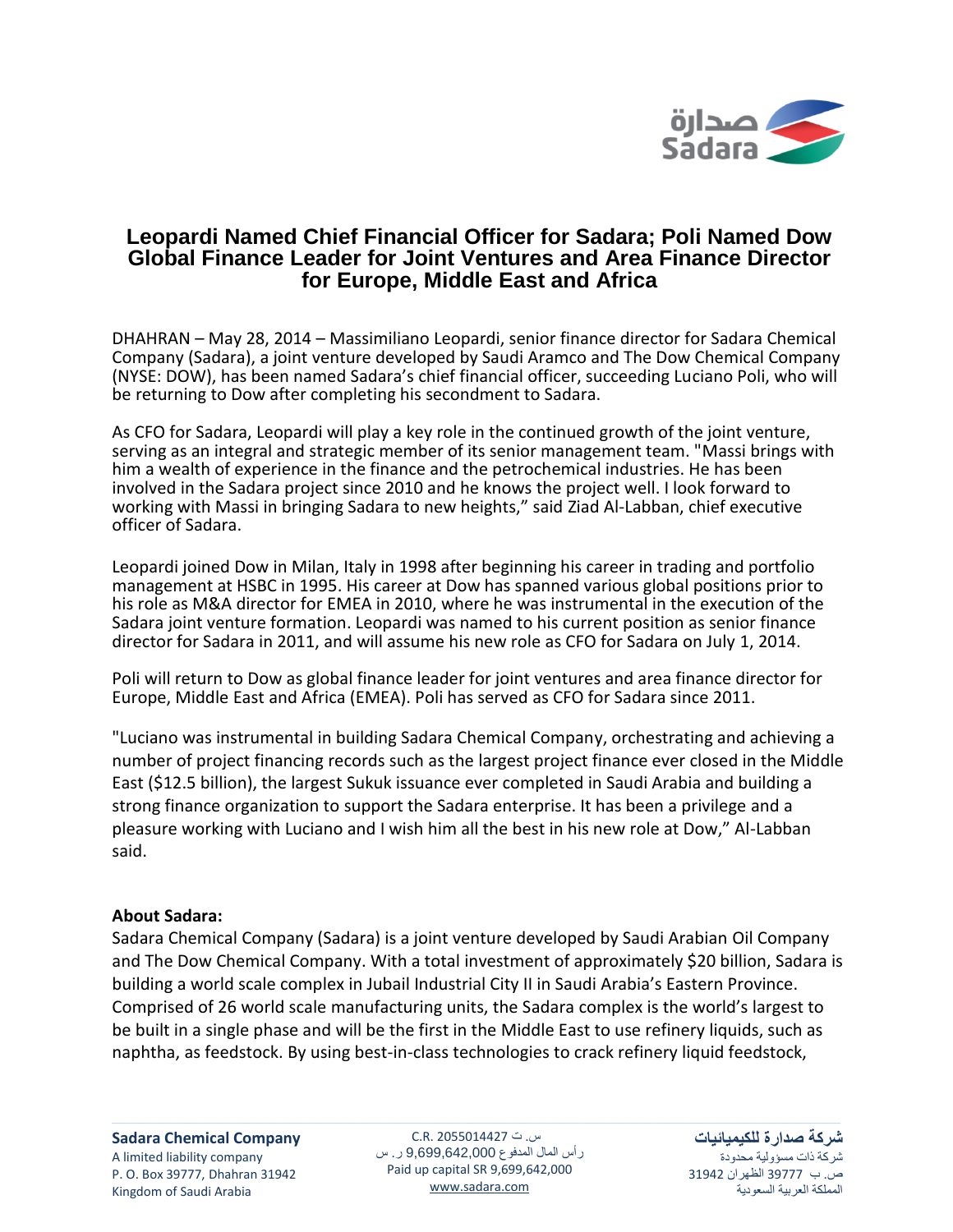# Leopardi Named Chief Financial Officer for Sadara; Poli Named Dow Global Finance Leader for Joint Ventures and Area Finance Director for Europe, Middle East and Africa

DHAHRAN – May 28, 2014 – Massimiliano Leopardi, senior finance director for Sadara Chemical Company (Sadara), a joint venture developed by Saudi Aramco and The Dow Chemical Company (NYSE: DOW), has been named Sadara's chief financial officer, succeeding Luciano Poli, who will be returning to Dow after completing his secondment to Sadara.

As CFO for Sadara, Leopardi will play a key role in the continued growth of the joint venture, serving as an integral and strategic member of its senior management team. "Massi brings with him a wealth of experience in the finance and the petrochemical industries. He has been involved in the Sadara project since 2010 and he knows the project well. I look forward to working with Massi in bringing Sadara to new heights," said Ziad Al-Labban, chief executive officer of Sadara.

Leopardi joined Dow in Milan, Italy in 1998 after beginning his career in trading and portfolio management at HSBC in 1995. His career at Dow has spanned various global positions prior to his role as M&A director for EMEA in 2010, where he was instrumental in the execution of the Sadara joint venture formation. Leopardi was named to his current position as senior finance director for Sadara in 2011, and will assume his new role as CFO for Sadara on July 1, 2014.

Poli will return to Dow as global finance leader for joint ventures and area finance director for Europe, Middle East and Africa (EMEA). Poli has served as CFO for Sadara since 2011.

"Luciano was instrumental in building Sadara Chemical Company, orchestrating and achieving a number of project financing records such as the largest project finance ever closed in the Middle East ($12.5 billion), the largest Sukuk issuance ever completed in Saudi Arabia and building a strong finance organization to support the Sadara enterprise. It has been a privilege and a pleasure working with Luciano and I wish him all the best in his new role at Dow," Al-Labban said.

**About Sadara:**

Sadara Chemical Company (Sadara) is a joint venture developed by Saudi Arabian Oil Company and The Dow Chemical Company. With a total investment of approximately $20 billion, Sadara is building a world scale complex in Jubail Industrial City II in Saudi Arabia's Eastern Province. Comprised of 26 world scale manufacturing units, the Sadara complex is the world's largest to be built in a single phase and will be the first in the Middle East to use refinery liquids, such as naphtha, as feedstock. By using best-in-class technologies to crack refinery liquid feedstock,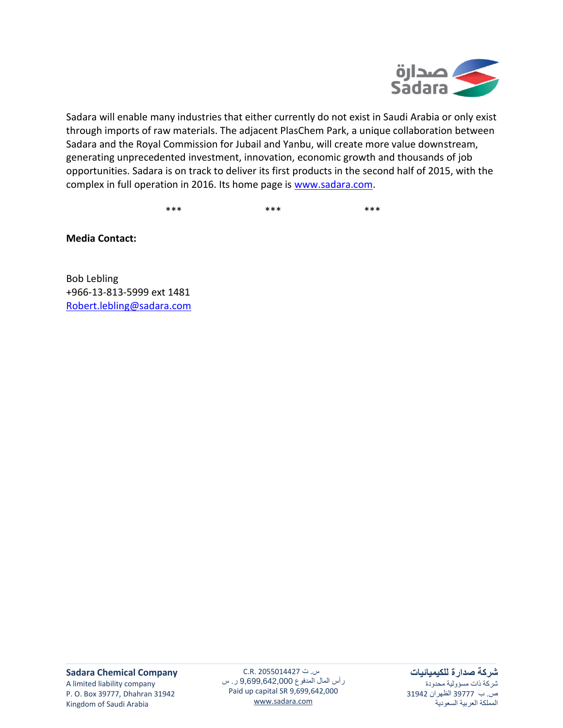Sadara will enable many industries that either currently do not exist in Saudi Arabia or only exist through imports of raw materials. The adjacent PlasChem Park, a unique collaboration between Sadara and the Royal Commission for Jubail and Yanbu, will create more value downstream, generating unprecedented investment, innovation, economic growth and thousands of job opportunities. Sadara is on track to deliver its first products in the second half of 2015, with the complex in full operation in 2016. Its home page is www.sadara.com.

*** *** ***

**Media Contact:**

Bob Lebling  
+966-13-813-5999 ext 1481  
Robert.lebling@sadara.com